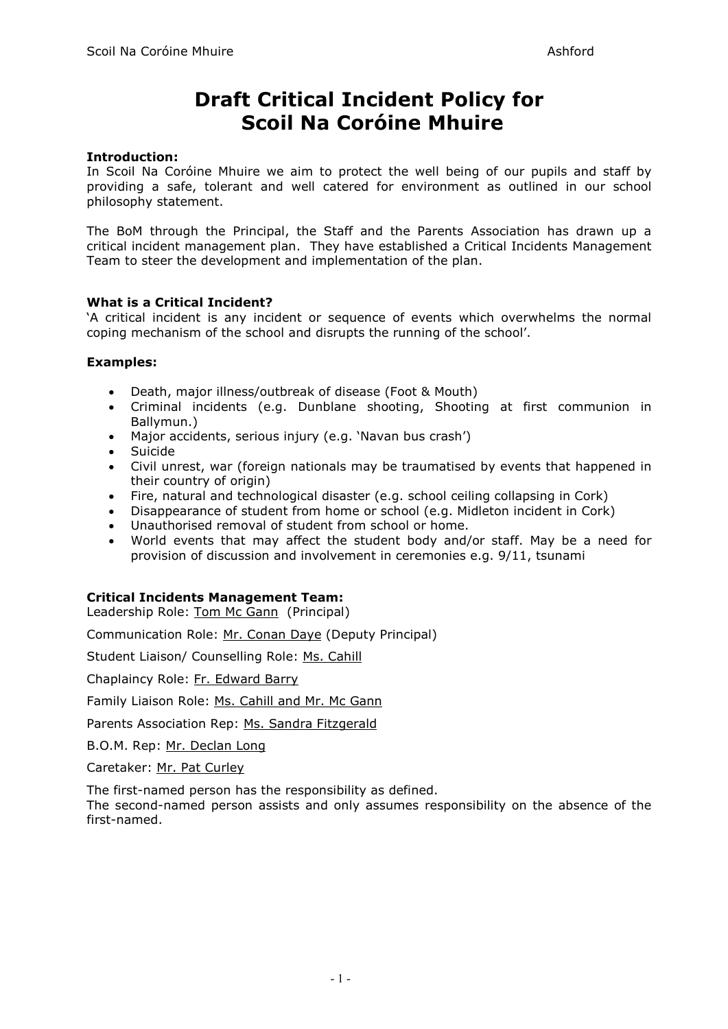# Draft Critical Incident Policy for Scoil Na Coróine Mhuire

**Introduction:**
In Scoil Na Coróine Mhuire we aim to protect the well being of our pupils and staff by providing a safe, tolerant and well catered for environment as outlined in our school philosophy statement.

The BoM through the Principal, the Staff and the Parents Association has drawn up a critical incident management plan. They have established a Critical Incidents Management Team to steer the development and implementation of the plan.

**What is a Critical Incident?**
'A critical incident is any incident or sequence of events which overwhelms the normal coping mechanism of the school and disrupts the running of the school'.

**Examples:**

- Death, major illness/outbreak of disease (Foot & Mouth)
- Criminal incidents (e.g. Dunblane shooting, Shooting at first communion in Ballymun.)
- Major accidents, serious injury (e.g. 'Navan bus crash')
- Suicide
- Civil unrest, war (foreign nationals may be traumatised by events that happened in their country of origin)
- Fire, natural and technological disaster (e.g. school ceiling collapsing in Cork)
- Disappearance of student from home or school (e.g. Midleton incident in Cork)
- Unauthorised removal of student from school or home.
- World events that may affect the student body and/or staff. May be a need for provision of discussion and involvement in ceremonies e.g. 9/11, tsunami

**Critical Incidents Management Team:**
Leadership Role: Tom Mc Gann (Principal)

Communication Role: Mr. Conan Daye (Deputy Principal)

Student Liaison/ Counselling Role: Ms. Cahill

Chaplaincy Role: Fr. Edward Barry

Family Liaison Role: Ms. Cahill and Mr. Mc Gann

Parents Association Rep: Ms. Sandra Fitzgerald

B.O.M. Rep: Mr. Declan Long

Caretaker: Mr. Pat Curley

The first-named person has the responsibility as defined.
The second-named person assists and only assumes responsibility on the absence of the first-named.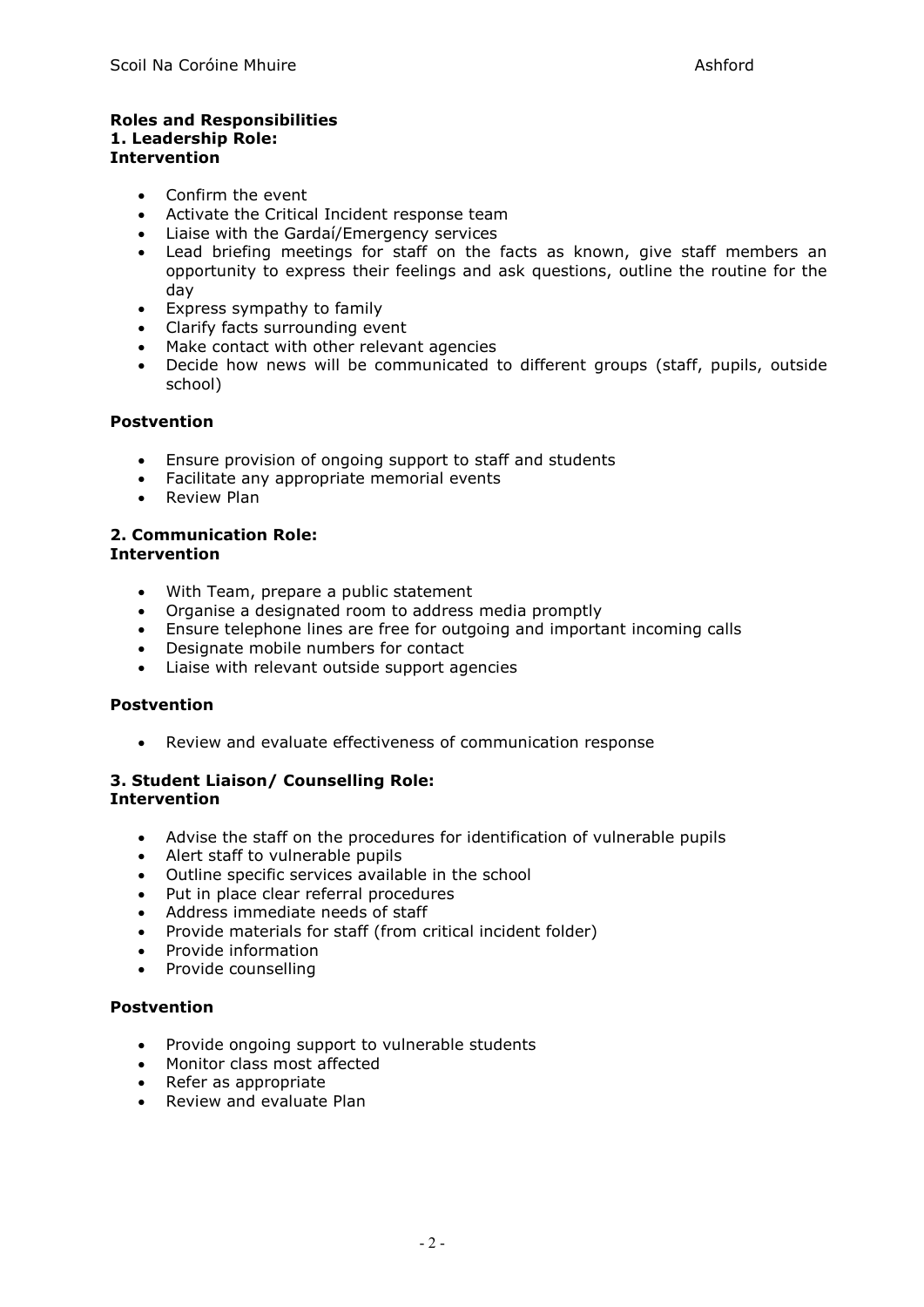**Roles and Responsibilities**
**1. Leadership Role:**
**Intervention**

- Confirm the event
- Activate the Critical Incident response team
- Liaise with the Gardaí/Emergency services
- Lead briefing meetings for staff on the facts as known, give staff members an opportunity to express their feelings and ask questions, outline the routine for the day
- Express sympathy to family
- Clarify facts surrounding event
- Make contact with other relevant agencies
- Decide how news will be communicated to different groups (staff, pupils, outside school)

**Postvention**

- Ensure provision of ongoing support to staff and students
- Facilitate any appropriate memorial events
- Review Plan

**2. Communication Role:**
**Intervention**

- With Team, prepare a public statement
- Organise a designated room to address media promptly
- Ensure telephone lines are free for outgoing and important incoming calls
- Designate mobile numbers for contact
- Liaise with relevant outside support agencies

**Postvention**

- Review and evaluate effectiveness of communication response

**3. Student Liaison/ Counselling Role:**
**Intervention**

- Advise the staff on the procedures for identification of vulnerable pupils
- Alert staff to vulnerable pupils
- Outline specific services available in the school
- Put in place clear referral procedures
- Address immediate needs of staff
- Provide materials for staff (from critical incident folder)
- Provide information
- Provide counselling

**Postvention**

- Provide ongoing support to vulnerable students
- Monitor class most affected
- Refer as appropriate
- Review and evaluate Plan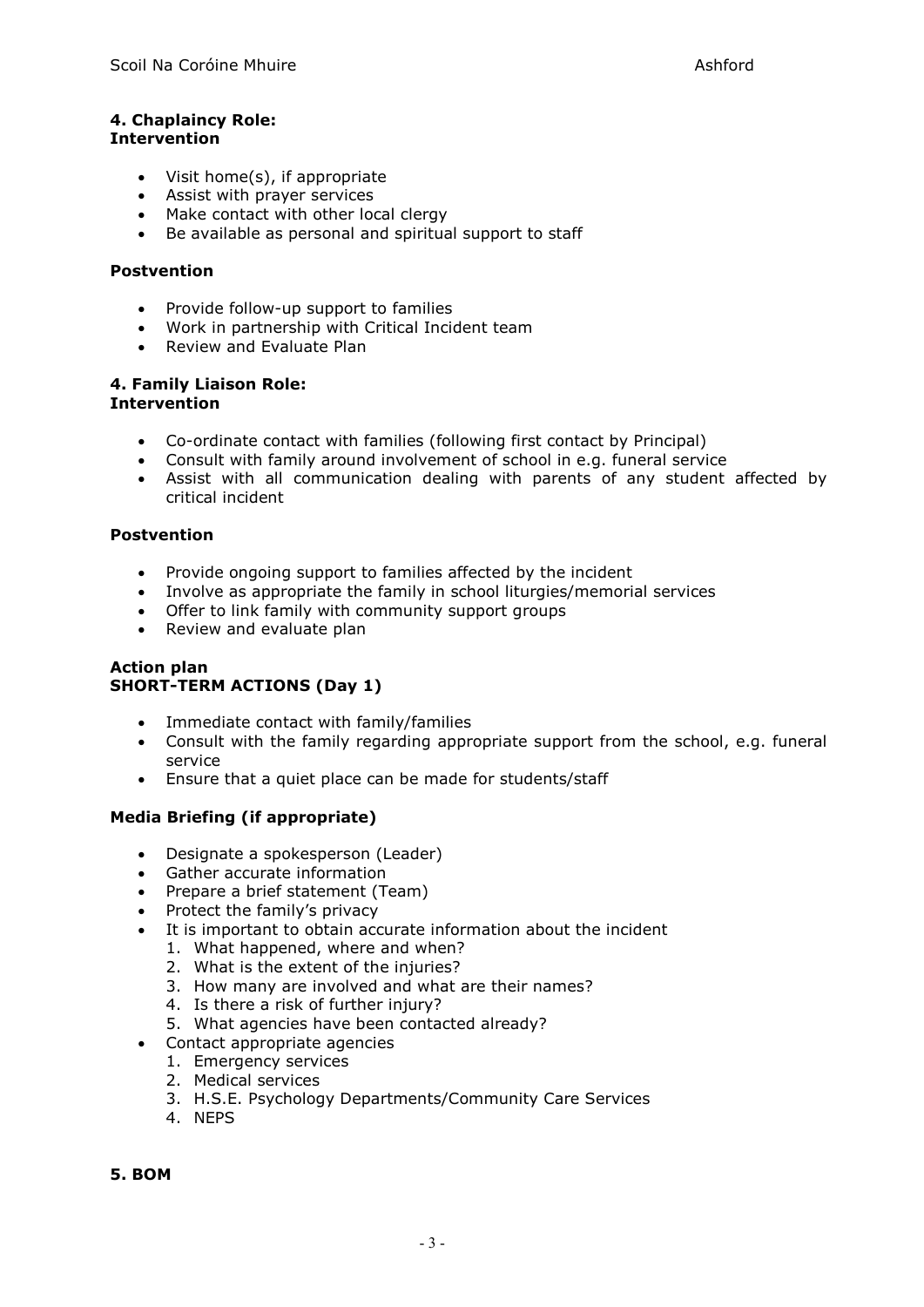**4. Chaplaincy Role:**
**Intervention**

- Visit home(s), if appropriate
- Assist with prayer services
- Make contact with other local clergy
- Be available as personal and spiritual support to staff

**Postvention**

- Provide follow-up support to families
- Work in partnership with Critical Incident team
- Review and Evaluate Plan

**4. Family Liaison Role:**
**Intervention**

- Co-ordinate contact with families (following first contact by Principal)
- Consult with family around involvement of school in e.g. funeral service
- Assist with all communication dealing with parents of any student affected by critical incident

**Postvention**

- Provide ongoing support to families affected by the incident
- Involve as appropriate the family in school liturgies/memorial services
- Offer to link family with community support groups
- Review and evaluate plan

**Action plan**
**SHORT-TERM ACTIONS (Day 1)**

- Immediate contact with family/families
- Consult with the family regarding appropriate support from the school, e.g. funeral service
- Ensure that a quiet place can be made for students/staff

**Media Briefing (if appropriate)**

- Designate a spokesperson (Leader)
- Gather accurate information
- Prepare a brief statement (Team)
- Protect the family's privacy
- It is important to obtain accurate information about the incident
  1. What happened, where and when?
  2. What is the extent of the injuries?
  3. How many are involved and what are their names?
  4. Is there a risk of further injury?
  5. What agencies have been contacted already?
- Contact appropriate agencies
  1. Emergency services
  2. Medical services
  3. H.S.E. Psychology Departments/Community Care Services
  4. NEPS

**5. BOM**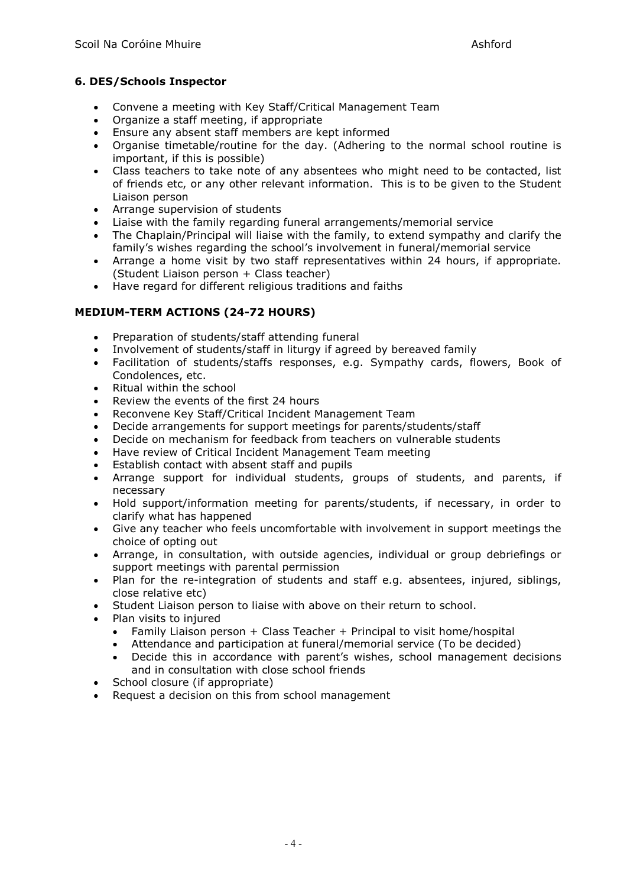### 6. DES/Schools Inspector

- Convene a meeting with Key Staff/Critical Management Team
- Organize a staff meeting, if appropriate
- Ensure any absent staff members are kept informed
- Organise timetable/routine for the day. (Adhering to the normal school routine is important, if this is possible)
- Class teachers to take note of any absentees who might need to be contacted, list of friends etc, or any other relevant information. This is to be given to the Student Liaison person
- Arrange supervision of students
- Liaise with the family regarding funeral arrangements/memorial service
- The Chaplain/Principal will liaise with the family, to extend sympathy and clarify the family's wishes regarding the school's involvement in funeral/memorial service
- Arrange a home visit by two staff representatives within 24 hours, if appropriate. (Student Liaison person + Class teacher)
- Have regard for different religious traditions and faiths

### MEDIUM-TERM ACTIONS (24-72 HOURS)

- Preparation of students/staff attending funeral
- Involvement of students/staff in liturgy if agreed by bereaved family
- Facilitation of students/staffs responses, e.g. Sympathy cards, flowers, Book of Condolences, etc.
- Ritual within the school
- Review the events of the first 24 hours
- Reconvene Key Staff/Critical Incident Management Team
- Decide arrangements for support meetings for parents/students/staff
- Decide on mechanism for feedback from teachers on vulnerable students
- Have review of Critical Incident Management Team meeting
- Establish contact with absent staff and pupils
- Arrange support for individual students, groups of students, and parents, if necessary
- Hold support/information meeting for parents/students, if necessary, in order to clarify what has happened
- Give any teacher who feels uncomfortable with involvement in support meetings the choice of opting out
- Arrange, in consultation, with outside agencies, individual or group debriefings or support meetings with parental permission
- Plan for the re-integration of students and staff e.g. absentees, injured, siblings, close relative etc)
- Student Liaison person to liaise with above on their return to school.
- Plan visits to injured
  - Family Liaison person + Class Teacher + Principal to visit home/hospital
  - Attendance and participation at funeral/memorial service (To be decided)
  - Decide this in accordance with parent's wishes, school management decisions and in consultation with close school friends
- School closure (if appropriate)
- Request a decision on this from school management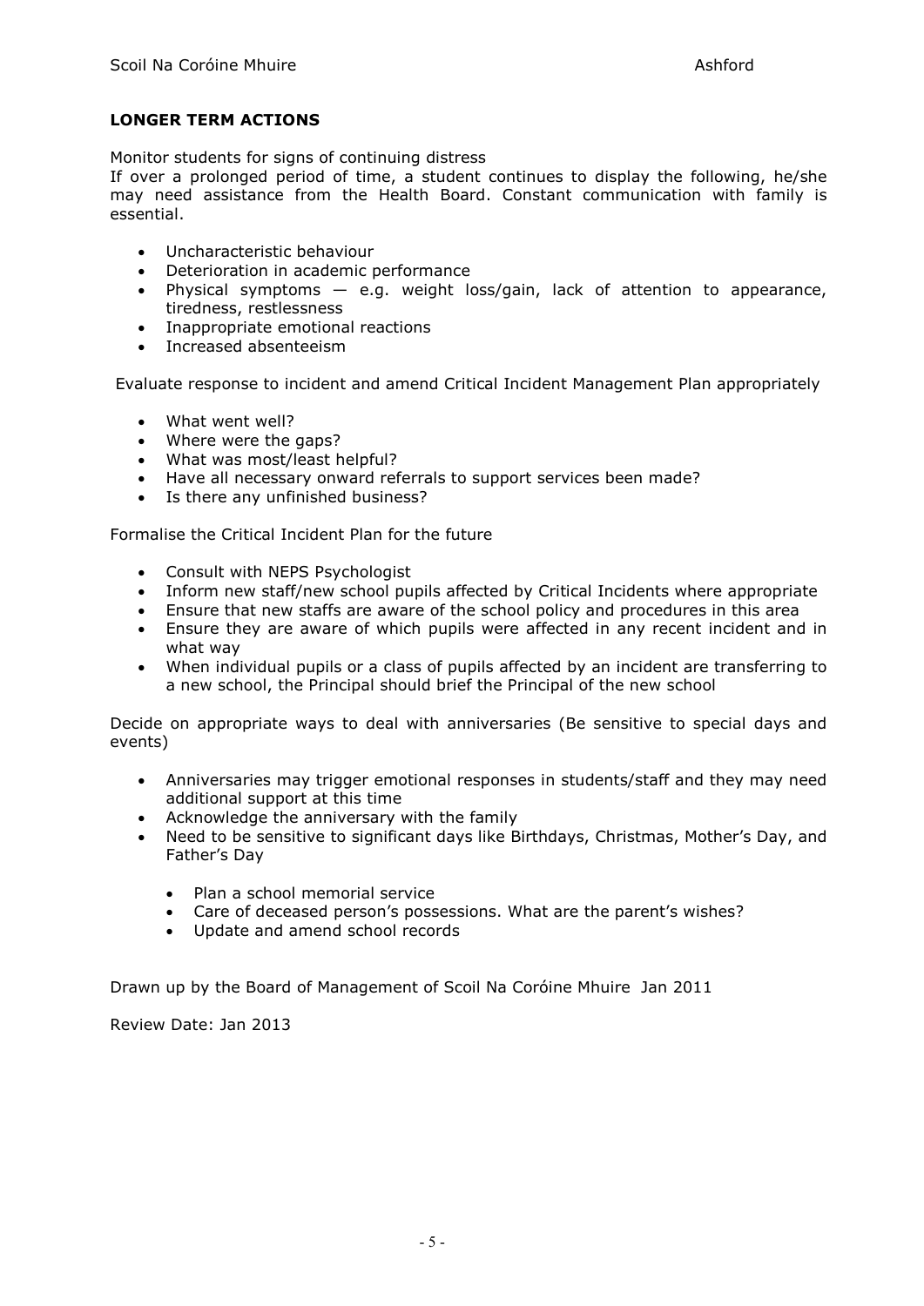## LONGER TERM ACTIONS

Monitor students for signs of continuing distress

If over a prolonged period of time, a student continues to display the following, he/she may need assistance from the Health Board. Constant communication with family is essential.

- Uncharacteristic behaviour
- Deterioration in academic performance
- Physical symptoms — e.g. weight loss/gain, lack of attention to appearance, tiredness, restlessness
- Inappropriate emotional reactions
- Increased absenteeism

Evaluate response to incident and amend Critical Incident Management Plan appropriately

- What went well?
- Where were the gaps?
- What was most/least helpful?
- Have all necessary onward referrals to support services been made?
- Is there any unfinished business?

Formalise the Critical Incident Plan for the future

- Consult with NEPS Psychologist
- Inform new staff/new school pupils affected by Critical Incidents where appropriate
- Ensure that new staffs are aware of the school policy and procedures in this area
- Ensure they are aware of which pupils were affected in any recent incident and in what way
- When individual pupils or a class of pupils affected by an incident are transferring to a new school, the Principal should brief the Principal of the new school

Decide on appropriate ways to deal with anniversaries (Be sensitive to special days and events)

- Anniversaries may trigger emotional responses in students/staff and they may need additional support at this time
- Acknowledge the anniversary with the family
- Need to be sensitive to significant days like Birthdays, Christmas, Mother's Day, and Father's Day
  - Plan a school memorial service
  - Care of deceased person's possessions. What are the parent's wishes?
  - Update and amend school records

Drawn up by the Board of Management of Scoil Na Coróine Mhuire Jan 2011

Review Date: Jan 2013